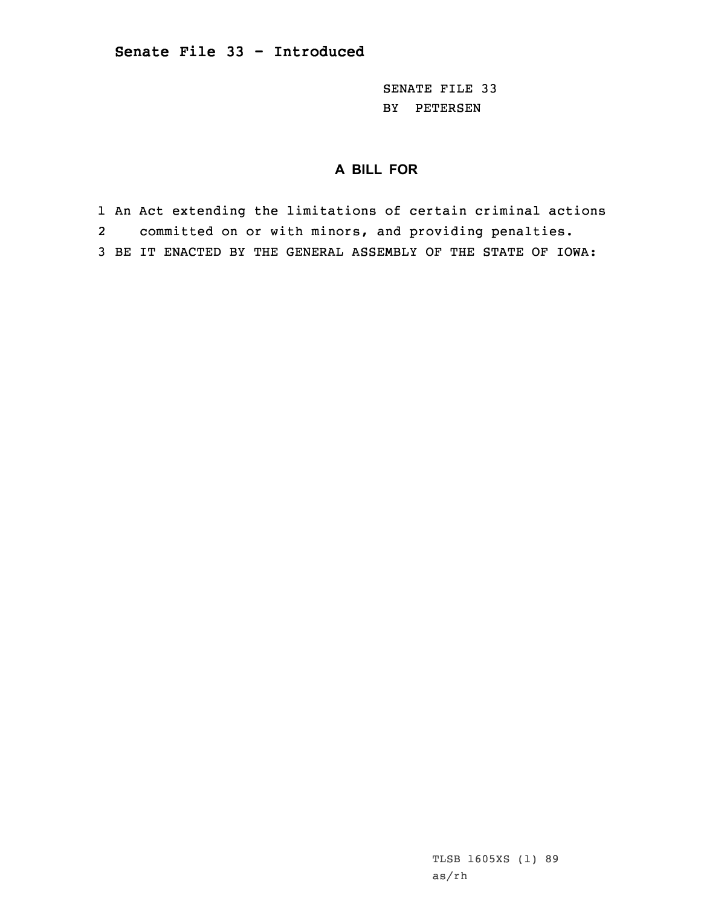## Senate File 33 - Introduced

SENATE FILE 33
BY PETERSEN

### A BILL FOR

1 An Act extending the limitations of certain criminal actions
2 committed on or with minors, and providing penalties.
3 BE IT ENACTED BY THE GENERAL ASSEMBLY OF THE STATE OF IOWA:

TLSB 1605XS (1) 89
as/rh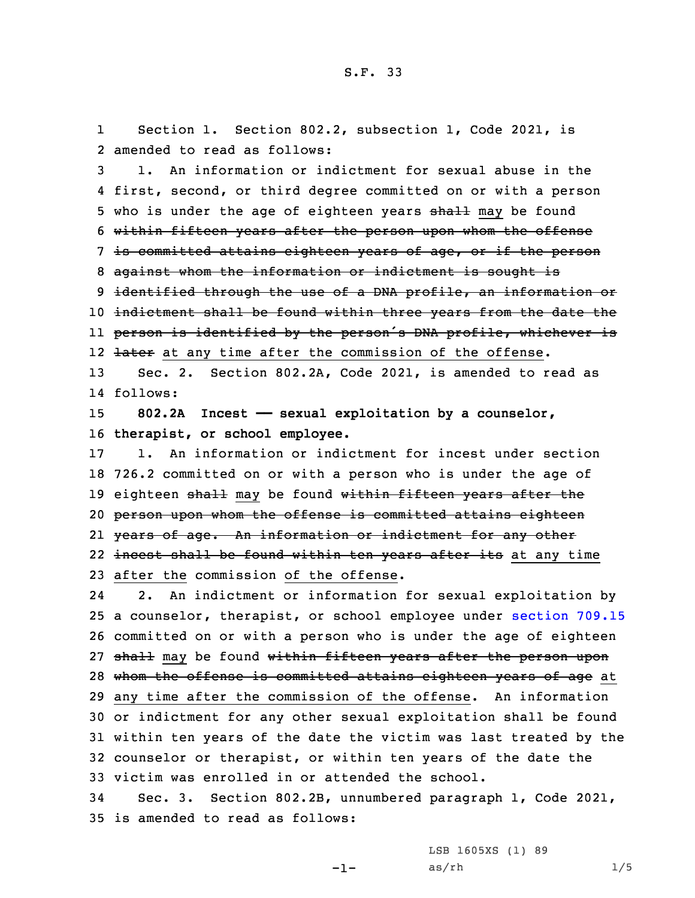S.F. 33

1 Section 1. Section 802.2, subsection 1, Code 2021, is
2 amended to read as follows:

3 1. An information or indictment for sexual abuse in the
4 first, second, or third degree committed on or with a person
5 who is under the age of eighteen years ~~shall~~ may be found
6 ~~within fifteen years after the person upon whom the offense~~
7 ~~is committed attains eighteen years of age, or if the person~~
8 ~~against whom the information or indictment is sought is~~
9 ~~identified through the use of a DNA profile, an information or~~
10 ~~indictment shall be found within three years from the date the~~
11 ~~person is identified by the person's DNA profile, whichever is~~
12 ~~later~~ at any time after the commission of the offense.

13 Sec. 2. Section 802.2A, Code 2021, is amended to read as
14 follows:

15 **802.2A Incest — sexual exploitation by a counselor,**
16 **therapist, or school employee.**

17 1. An information or indictment for incest under section
18 726.2 committed on or with a person who is under the age of
19 eighteen ~~shall~~ may be found ~~within fifteen years after the~~
20 ~~person upon whom the offense is committed attains eighteen~~
21 ~~years of age. An information or indictment for any other~~
22 ~~incest shall be found within ten years after its~~ at any time
23 after the commission of the offense.

24 2. An indictment or information for sexual exploitation by
25 a counselor, therapist, or school employee under section 709.15
26 committed on or with a person who is under the age of eighteen
27 ~~shall~~ may be found ~~within fifteen years after the person upon~~
28 ~~whom the offense is committed attains eighteen years of age~~ at
29 any time after the commission of the offense. An information
30 or indictment for any other sexual exploitation shall be found
31 within ten years of the date the victim was last treated by the
32 counselor or therapist, or within ten years of the date the
33 victim was enrolled in or attended the school.

34 Sec. 3. Section 802.2B, unnumbered paragraph 1, Code 2021,
35 is amended to read as follows:

LSB 1605XS (1) 89
as/rh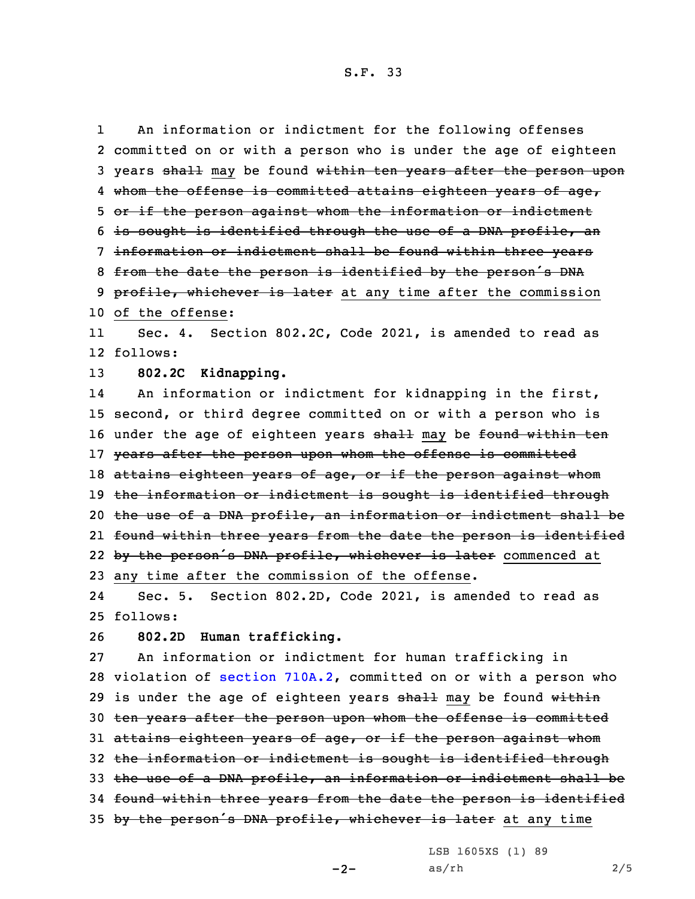An information or indictment for the following offenses committed on or with a person who is under the age of eighteen years ~~shall~~ may be found ~~within ten years after the person upon whom the offense is committed attains eighteen years of age, or if the person against whom the information or indictment is sought is identified through the use of a DNA profile, an information or indictment shall be found within three years from the date the person is identified by the person's DNA profile, whichever is later~~ at any time after the commission of the offense:

Sec. 4. Section 802.2C, Code 2021, is amended to read as follows:

**802.2C Kidnapping.**

An information or indictment for kidnapping in the first, second, or third degree committed on or with a person who is under the age of eighteen years ~~shall~~ may be ~~found within ten years after the person upon whom the offense is committed attains eighteen years of age, or if the person against whom the information or indictment is sought is identified through the use of a DNA profile, an information or indictment shall be found within three years from the date the person is identified by the person's DNA profile, whichever is later~~ commenced at any time after the commission of the offense.

Sec. 5. Section 802.2D, Code 2021, is amended to read as follows:

**802.2D Human trafficking.**

An information or indictment for human trafficking in violation of section 710A.2, committed on or with a person who is under the age of eighteen years ~~shall~~ may be found ~~within ten years after the person upon whom the offense is committed attains eighteen years of age, or if the person against whom the information or indictment is sought is identified through the use of a DNA profile, an information or indictment shall be found within three years from the date the person is identified by the person's DNA profile, whichever is later~~ at any time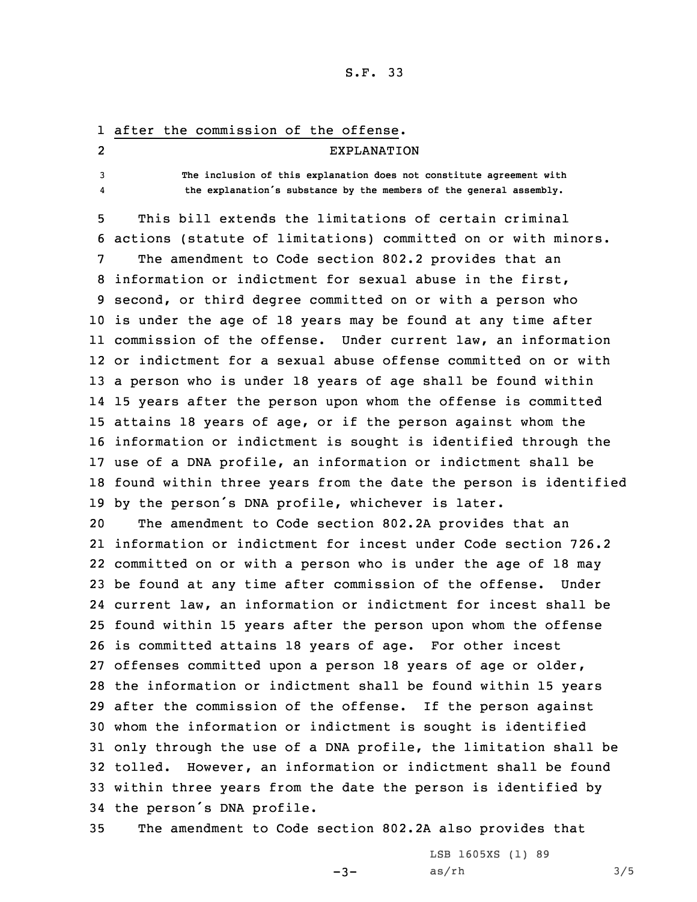<u>after the commission of the offense.</u>

## EXPLANATION

**The inclusion of this explanation does not constitute agreement with the explanation's substance by the members of the general assembly.**

This bill extends the limitations of certain criminal actions (statute of limitations) committed on or with minors.

The amendment to Code section 802.2 provides that an information or indictment for sexual abuse in the first, second, or third degree committed on or with a person who is under the age of 18 years may be found at any time after commission of the offense. Under current law, an information or indictment for a sexual abuse offense committed on or with a person who is under 18 years of age shall be found within 15 years after the person upon whom the offense is committed attains 18 years of age, or if the person against whom the information or indictment is sought is identified through the use of a DNA profile, an information or indictment shall be found within three years from the date the person is identified by the person's DNA profile, whichever is later.

The amendment to Code section 802.2A provides that an information or indictment for incest under Code section 726.2 committed on or with a person who is under the age of 18 may be found at any time after commission of the offense. Under current law, an information or indictment for incest shall be found within 15 years after the person upon whom the offense is committed attains 18 years of age. For other incest offenses committed upon a person 18 years of age or older, the information or indictment shall be found within 15 years after the commission of the offense. If the person against whom the information or indictment is sought is identified only through the use of a DNA profile, the limitation shall be tolled. However, an information or indictment shall be found within three years from the date the person is identified by the person's DNA profile.

The amendment to Code section 802.2A also provides that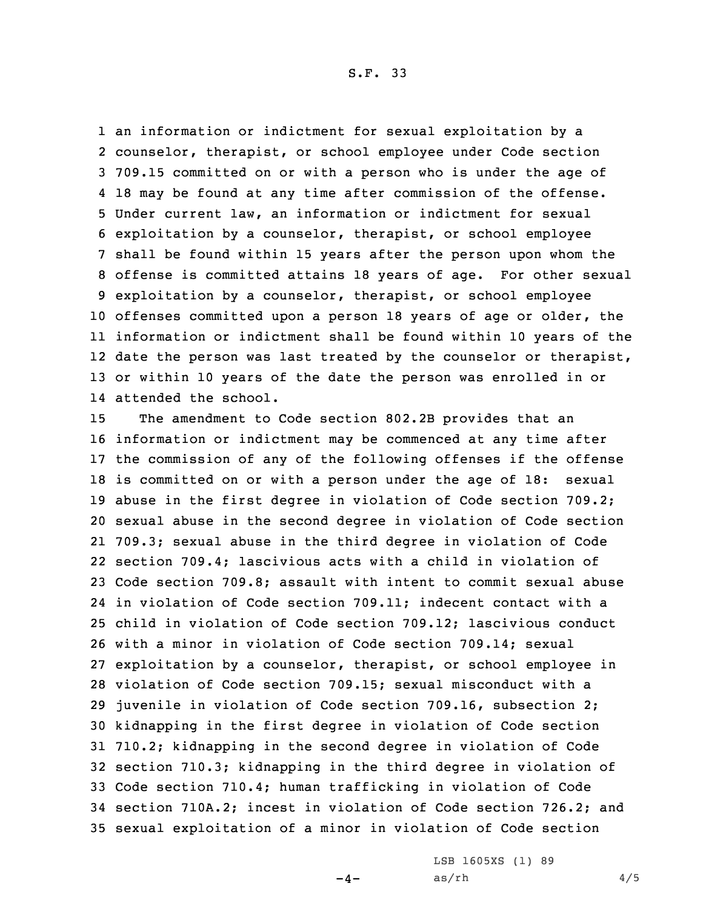an information or indictment for sexual exploitation by a counselor, therapist, or school employee under Code section 709.15 committed on or with a person who is under the age of 18 may be found at any time after commission of the offense. Under current law, an information or indictment for sexual exploitation by a counselor, therapist, or school employee shall be found within 15 years after the person upon whom the offense is committed attains 18 years of age. For other sexual exploitation by a counselor, therapist, or school employee offenses committed upon a person 18 years of age or older, the information or indictment shall be found within 10 years of the date the person was last treated by the counselor or therapist, or within 10 years of the date the person was enrolled in or attended the school.

The amendment to Code section 802.2B provides that an information or indictment may be commenced at any time after the commission of any of the following offenses if the offense is committed on or with a person under the age of 18: sexual abuse in the first degree in violation of Code section 709.2; sexual abuse in the second degree in violation of Code section 709.3; sexual abuse in the third degree in violation of Code section 709.4; lascivious acts with a child in violation of Code section 709.8; assault with intent to commit sexual abuse in violation of Code section 709.11; indecent contact with a child in violation of Code section 709.12; lascivious conduct with a minor in violation of Code section 709.14; sexual exploitation by a counselor, therapist, or school employee in violation of Code section 709.15; sexual misconduct with a juvenile in violation of Code section 709.16, subsection 2; kidnapping in the first degree in violation of Code section 710.2; kidnapping in the second degree in violation of Code section 710.3; kidnapping in the third degree in violation of Code section 710.4; human trafficking in violation of Code section 710A.2; incest in violation of Code section 726.2; and sexual exploitation of a minor in violation of Code section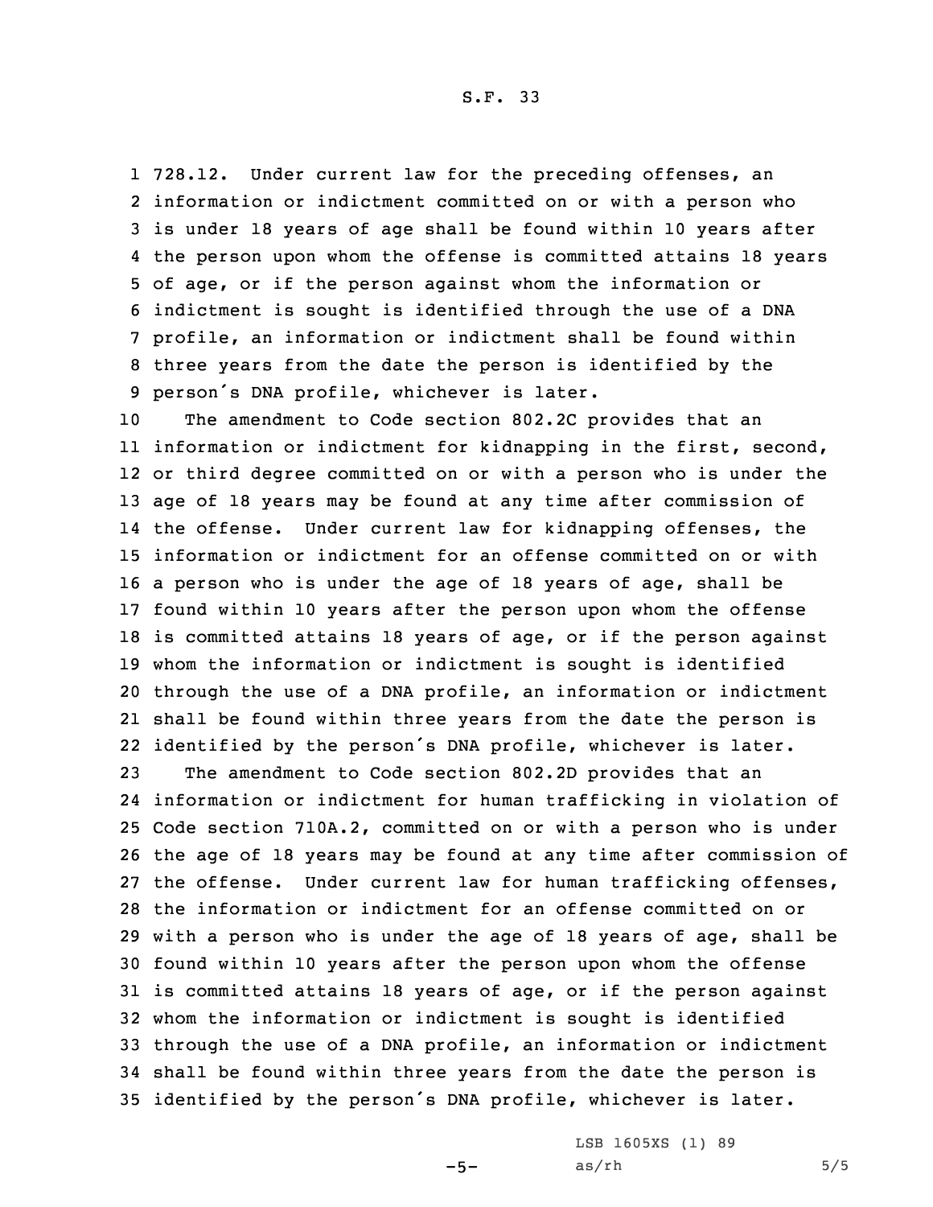728.12. Under current law for the preceding offenses, an information or indictment committed on or with a person who is under 18 years of age shall be found within 10 years after the person upon whom the offense is committed attains 18 years of age, or if the person against whom the information or indictment is sought is identified through the use of a DNA profile, an information or indictment shall be found within three years from the date the person is identified by the person's DNA profile, whichever is later.

The amendment to Code section 802.2C provides that an information or indictment for kidnapping in the first, second, or third degree committed on or with a person who is under the age of 18 years may be found at any time after commission of the offense. Under current law for kidnapping offenses, the information or indictment for an offense committed on or with a person who is under the age of 18 years of age, shall be found within 10 years after the person upon whom the offense is committed attains 18 years of age, or if the person against whom the information or indictment is sought is identified through the use of a DNA profile, an information or indictment shall be found within three years from the date the person is identified by the person's DNA profile, whichever is later.

The amendment to Code section 802.2D provides that an information or indictment for human trafficking in violation of Code section 710A.2, committed on or with a person who is under the age of 18 years may be found at any time after commission of the offense. Under current law for human trafficking offenses, the information or indictment for an offense committed on or with a person who is under the age of 18 years of age, shall be found within 10 years after the person upon whom the offense is committed attains 18 years of age, or if the person against whom the information or indictment is sought is identified through the use of a DNA profile, an information or indictment shall be found within three years from the date the person is identified by the person's DNA profile, whichever is later.

LSB 1605XS (1) 89
as/rh